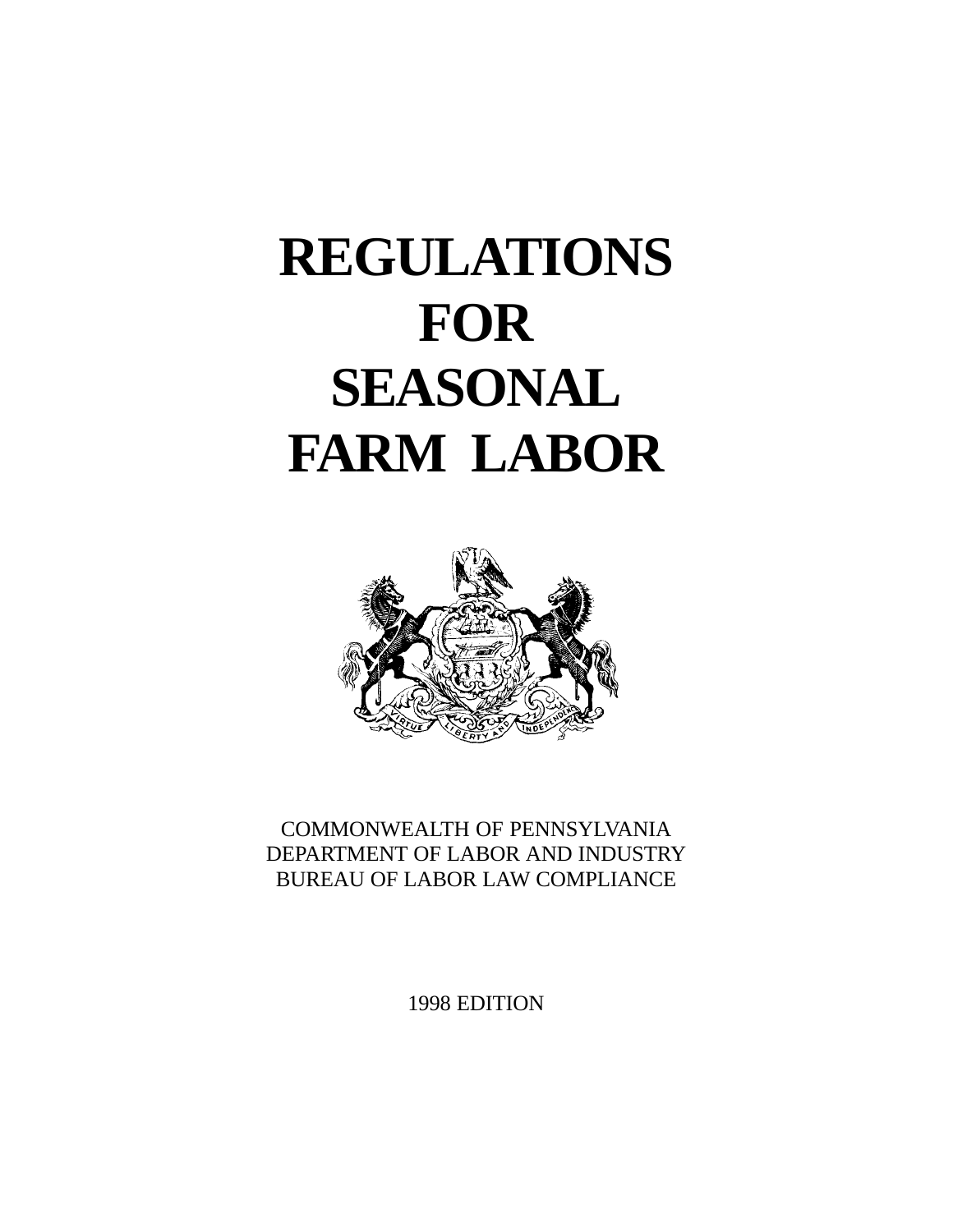# REGULATIONS FOR SEASONAL FARM LABOR

COMMONWEALTH OF PENNSYLVANIA
DEPARTMENT OF LABOR AND INDUSTRY
BUREAU OF LABOR LAW COMPLIANCE

1998 EDITION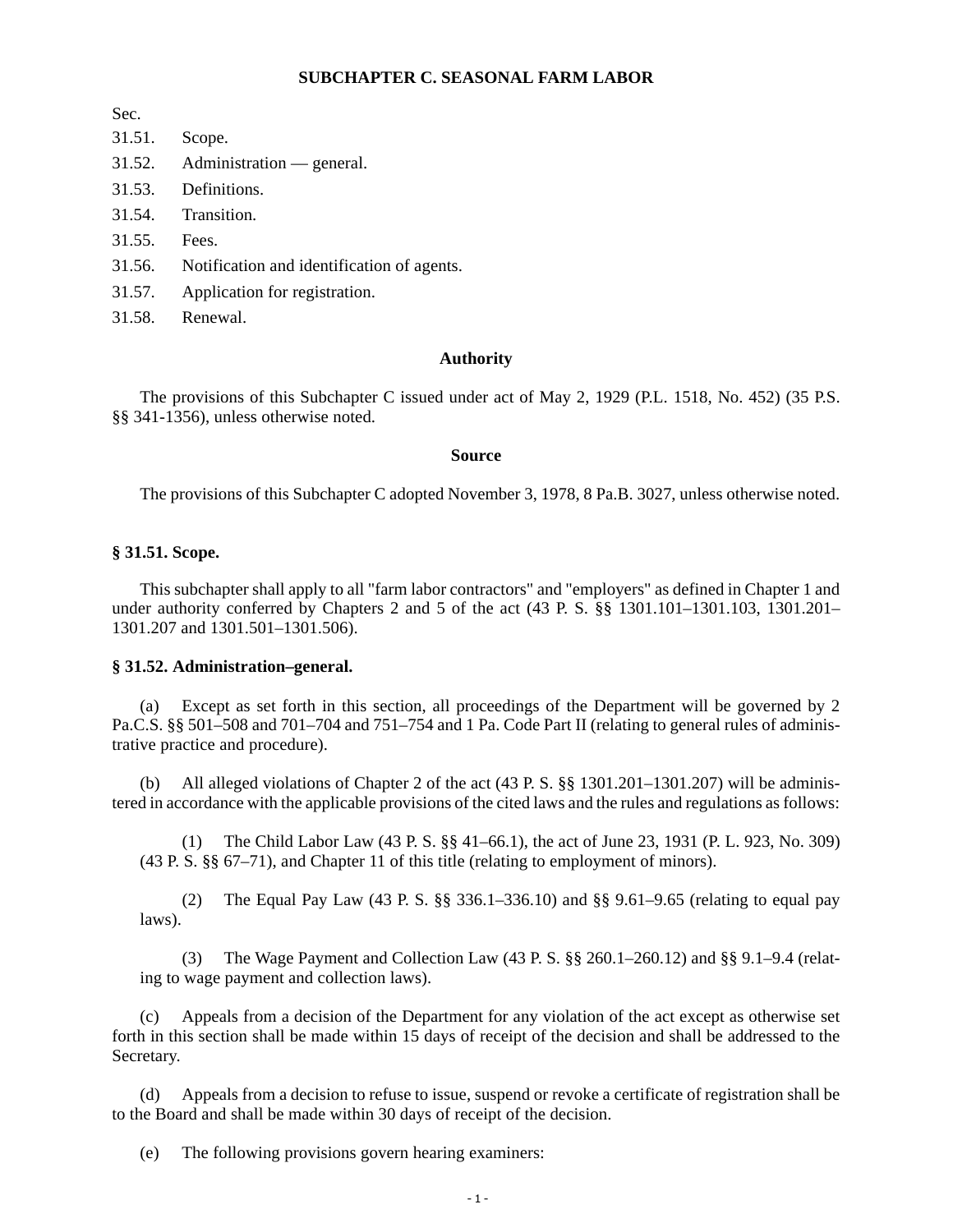## SUBCHAPTER C. SEASONAL FARM LABOR

Sec.

31.51. Scope.

31.52. Administration — general.

31.53. Definitions.

31.54. Transition.

31.55. Fees.

31.56. Notification and identification of agents.

31.57. Application for registration.

31.58. Renewal.

### Authority

The provisions of this Subchapter C issued under act of May 2, 1929 (P.L. 1518, No. 452) (35 P.S. §§ 341-1356), unless otherwise noted.

### Source

The provisions of this Subchapter C adopted November 3, 1978, 8 Pa.B. 3027, unless otherwise noted.

### § 31.51. Scope.

This subchapter shall apply to all "farm labor contractors" and "employers" as defined in Chapter 1 and under authority conferred by Chapters 2 and 5 of the act (43 P. S. §§ 1301.101–1301.103, 1301.201–1301.207 and 1301.501–1301.506).

### § 31.52. Administration–general.

(a) Except as set forth in this section, all proceedings of the Department will be governed by 2 Pa.C.S. §§ 501–508 and 701–704 and 751–754 and 1 Pa. Code Part II (relating to general rules of administrative practice and procedure).

(b) All alleged violations of Chapter 2 of the act (43 P. S. §§ 1301.201–1301.207) will be administered in accordance with the applicable provisions of the cited laws and the rules and regulations as follows:

(1) The Child Labor Law (43 P. S. §§ 41–66.1), the act of June 23, 1931 (P. L. 923, No. 309) (43 P. S. §§ 67–71), and Chapter 11 of this title (relating to employment of minors).

(2) The Equal Pay Law (43 P. S. §§ 336.1–336.10) and §§ 9.61–9.65 (relating to equal pay laws).

(3) The Wage Payment and Collection Law (43 P. S. §§ 260.1–260.12) and §§ 9.1–9.4 (relating to wage payment and collection laws).

(c) Appeals from a decision of the Department for any violation of the act except as otherwise set forth in this section shall be made within 15 days of receipt of the decision and shall be addressed to the Secretary.

(d) Appeals from a decision to refuse to issue, suspend or revoke a certificate of registration shall be to the Board and shall be made within 30 days of receipt of the decision.

(e) The following provisions govern hearing examiners: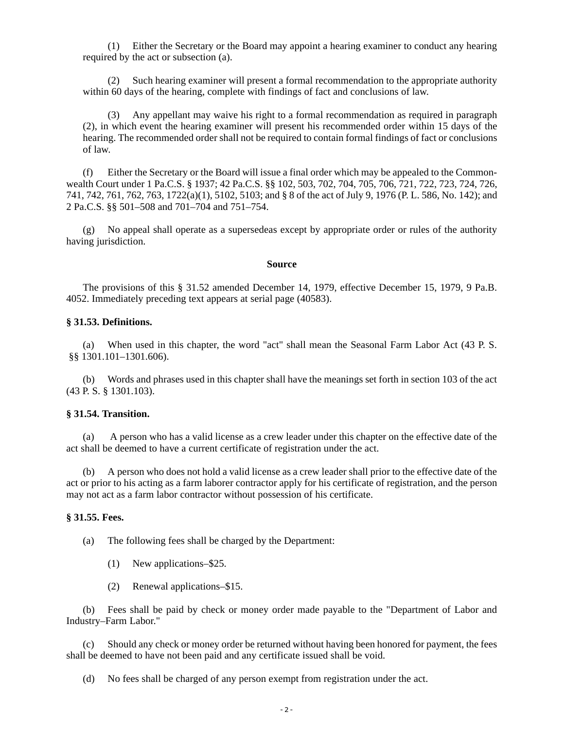(1) Either the Secretary or the Board may appoint a hearing examiner to conduct any hearing required by the act or subsection (a).

(2) Such hearing examiner will present a formal recommendation to the appropriate authority within 60 days of the hearing, complete with findings of fact and conclusions of law.

(3) Any appellant may waive his right to a formal recommendation as required in paragraph (2), in which event the hearing examiner will present his recommended order within 15 days of the hearing. The recommended order shall not be required to contain formal findings of fact or conclusions of law.

(f) Either the Secretary or the Board will issue a final order which may be appealed to the Commonwealth Court under 1 Pa.C.S. § 1937; 42 Pa.C.S. §§ 102, 503, 702, 704, 705, 706, 721, 722, 723, 724, 726, 741, 742, 761, 762, 763, 1722(a)(1), 5102, 5103; and § 8 of the act of July 9, 1976 (P. L. 586, No. 142); and 2 Pa.C.S. §§ 501–508 and 701–704 and 751–754.

(g) No appeal shall operate as a supersedeas except by appropriate order or rules of the authority having jurisdiction.

**Source**

The provisions of this § 31.52 amended December 14, 1979, effective December 15, 1979, 9 Pa.B. 4052. Immediately preceding text appears at serial page (40583).

**§ 31.53. Definitions.**

(a) When used in this chapter, the word "act" shall mean the Seasonal Farm Labor Act (43 P. S. §§ 1301.101–1301.606).

(b) Words and phrases used in this chapter shall have the meanings set forth in section 103 of the act (43 P. S. § 1301.103).

**§ 31.54. Transition.**

(a) A person who has a valid license as a crew leader under this chapter on the effective date of the act shall be deemed to have a current certificate of registration under the act.

(b) A person who does not hold a valid license as a crew leader shall prior to the effective date of the act or prior to his acting as a farm laborer contractor apply for his certificate of registration, and the person may not act as a farm labor contractor without possession of his certificate.

**§ 31.55. Fees.**

(a) The following fees shall be charged by the Department:

(1) New applications–$25.

(2) Renewal applications–$15.

(b) Fees shall be paid by check or money order made payable to the "Department of Labor and Industry–Farm Labor."

(c) Should any check or money order be returned without having been honored for payment, the fees shall be deemed to have not been paid and any certificate issued shall be void.

(d) No fees shall be charged of any person exempt from registration under the act.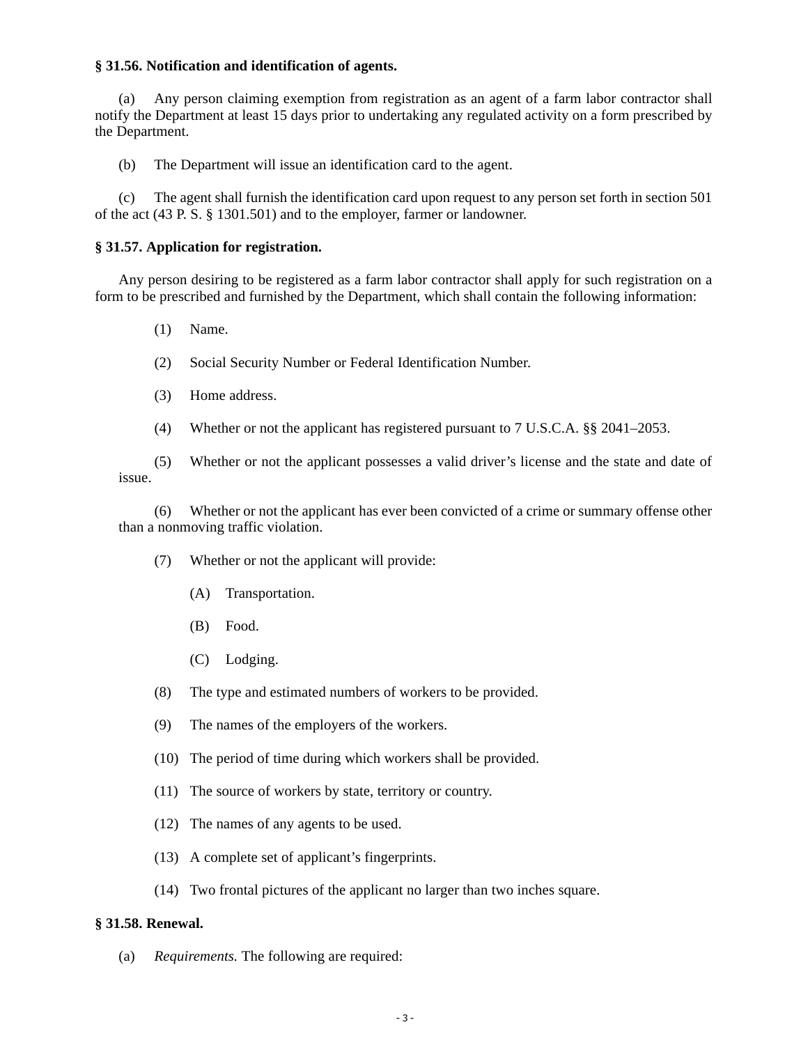**§ 31.56. Notification and identification of agents.**

(a) Any person claiming exemption from registration as an agent of a farm labor contractor shall notify the Department at least 15 days prior to undertaking any regulated activity on a form prescribed by the Department.

(b) The Department will issue an identification card to the agent.

(c) The agent shall furnish the identification card upon request to any person set forth in section 501 of the act (43 P. S. § 1301.501) and to the employer, farmer or landowner.

**§ 31.57. Application for registration.**

Any person desiring to be registered as a farm labor contractor shall apply for such registration on a form to be prescribed and furnished by the Department, which shall contain the following information:

(1) Name.

(2) Social Security Number or Federal Identification Number.

(3) Home address.

(4) Whether or not the applicant has registered pursuant to 7 U.S.C.A. §§ 2041–2053.

(5) Whether or not the applicant possesses a valid driver's license and the state and date of issue.

(6) Whether or not the applicant has ever been convicted of a crime or summary offense other than a nonmoving traffic violation.

(7) Whether or not the applicant will provide:

(A) Transportation.

(B) Food.

(C) Lodging.

(8) The type and estimated numbers of workers to be provided.

(9) The names of the employers of the workers.

(10) The period of time during which workers shall be provided.

(11) The source of workers by state, territory or country.

(12) The names of any agents to be used.

(13) A complete set of applicant's fingerprints.

(14) Two frontal pictures of the applicant no larger than two inches square.

**§ 31.58. Renewal.**

(a) *Requirements.* The following are required: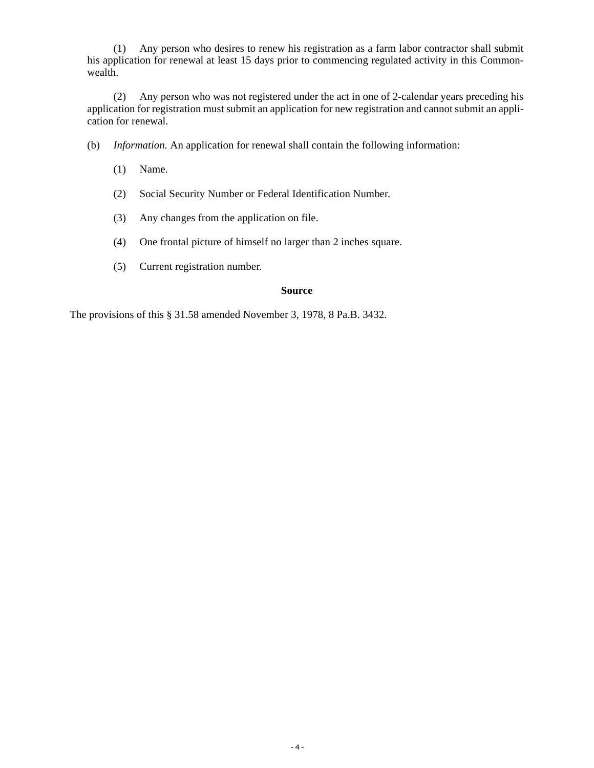(1) Any person who desires to renew his registration as a farm labor contractor shall submit his application for renewal at least 15 days prior to commencing regulated activity in this Commonwealth.

(2) Any person who was not registered under the act in one of 2-calendar years preceding his application for registration must submit an application for new registration and cannot submit an application for renewal.

(b) *Information.* An application for renewal shall contain the following information:

(1) Name.

(2) Social Security Number or Federal Identification Number.

(3) Any changes from the application on file.

(4) One frontal picture of himself no larger than 2 inches square.

(5) Current registration number.

**Source**

The provisions of this § 31.58 amended November 3, 1978, 8 Pa.B. 3432.